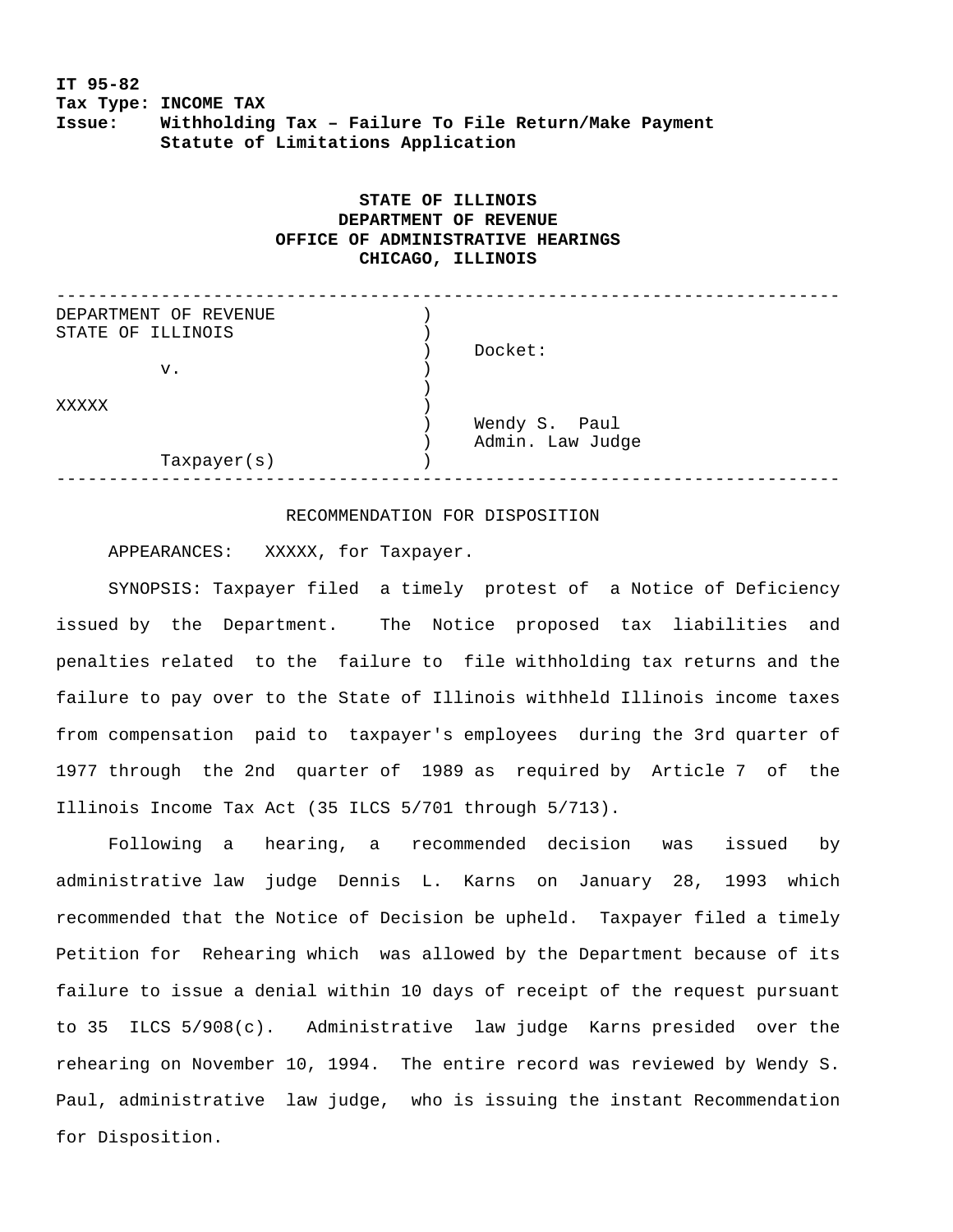**IT 95-82**
**Tax Type: INCOME TAX**
**Issue: Withholding Tax – Failure To File Return/Make Payment**
**Statute of Limitations Application**

**STATE OF ILLINOIS**
**DEPARTMENT OF REVENUE**
**OFFICE OF ADMINISTRATIVE HEARINGS**
**CHICAGO, ILLINOIS**

| | |
|---|---|
| DEPARTMENT OF REVENUE STATE OF ILLINOIS | Docket: |
| v. | |
| XXXXX | Wendy S. Paul Admin. Law Judge |
| Taxpayer(s) | |

RECOMMENDATION FOR DISPOSITION

APPEARANCES: XXXXX, for Taxpayer.

SYNOPSIS: Taxpayer filed a timely protest of a Notice of Deficiency issued by the Department. The Notice proposed tax liabilities and penalties related to the failure to file withholding tax returns and the failure to pay over to the State of Illinois withheld Illinois income taxes from compensation paid to taxpayer's employees during the 3rd quarter of 1977 through the 2nd quarter of 1989 as required by Article 7 of the Illinois Income Tax Act (35 ILCS 5/701 through 5/713).

Following a hearing, a recommended decision was issued by administrative law judge Dennis L. Karns on January 28, 1993 which recommended that the Notice of Decision be upheld. Taxpayer filed a timely Petition for Rehearing which was allowed by the Department because of its failure to issue a denial within 10 days of receipt of the request pursuant to 35 ILCS 5/908(c). Administrative law judge Karns presided over the rehearing on November 10, 1994. The entire record was reviewed by Wendy S. Paul, administrative law judge, who is issuing the instant Recommendation for Disposition.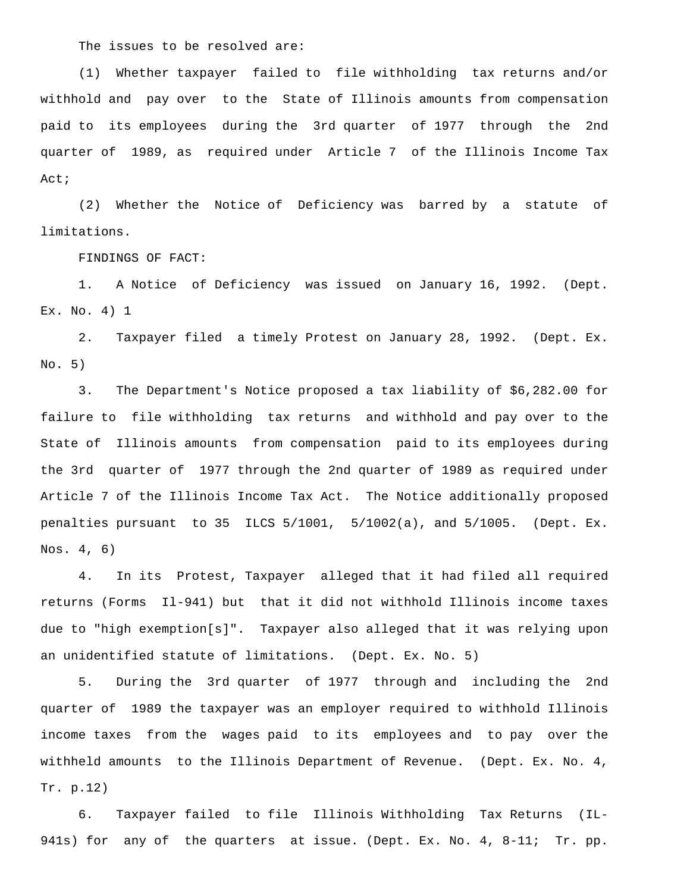The issues to be resolved are:

(1) Whether taxpayer failed to file withholding tax returns and/or withhold and pay over to the State of Illinois amounts from compensation paid to its employees during the 3rd quarter of 1977 through the 2nd quarter of 1989, as required under Article 7 of the Illinois Income Tax Act;

(2) Whether the Notice of Deficiency was barred by a statute of limitations.

FINDINGS OF FACT:

1. A Notice of Deficiency was issued on January 16, 1992. (Dept. Ex. No. 4) 1

2. Taxpayer filed a timely Protest on January 28, 1992. (Dept. Ex. No. 5)

3. The Department's Notice proposed a tax liability of $6,282.00 for failure to file withholding tax returns and withhold and pay over to the State of Illinois amounts from compensation paid to its employees during the 3rd quarter of 1977 through the 2nd quarter of 1989 as required under Article 7 of the Illinois Income Tax Act. The Notice additionally proposed penalties pursuant to 35 ILCS 5/1001, 5/1002(a), and 5/1005. (Dept. Ex. Nos. 4, 6)

4. In its Protest, Taxpayer alleged that it had filed all required returns (Forms Il-941) but that it did not withhold Illinois income taxes due to "high exemption[s]". Taxpayer also alleged that it was relying upon an unidentified statute of limitations. (Dept. Ex. No. 5)

5. During the 3rd quarter of 1977 through and including the 2nd quarter of 1989 the taxpayer was an employer required to withhold Illinois income taxes from the wages paid to its employees and to pay over the withheld amounts to the Illinois Department of Revenue. (Dept. Ex. No. 4, Tr. p.12)

6. Taxpayer failed to file Illinois Withholding Tax Returns (IL-941s) for any of the quarters at issue. (Dept. Ex. No. 4, 8-11; Tr. pp.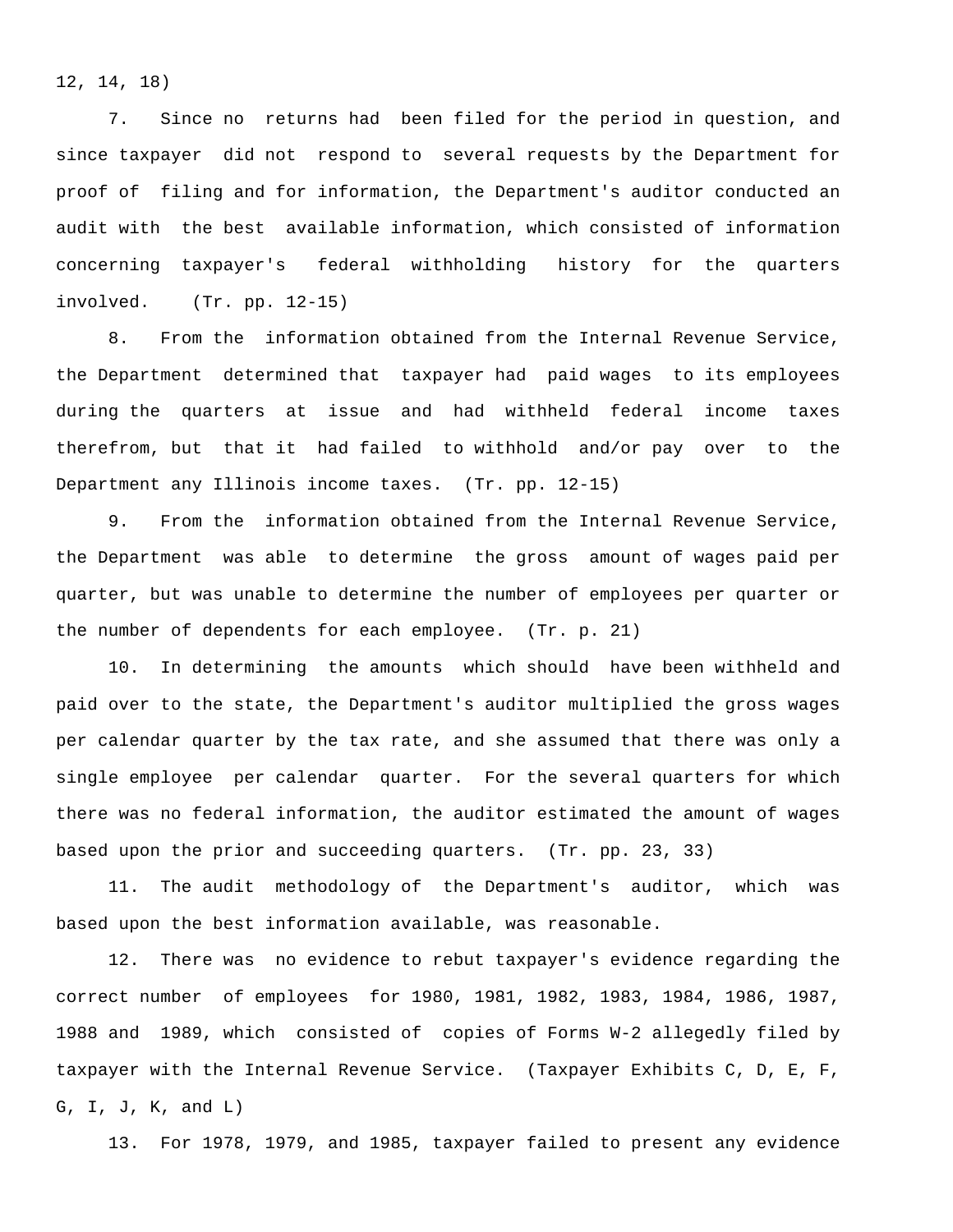12, 14, 18)

7. Since no returns had been filed for the period in question, and since taxpayer did not respond to several requests by the Department for proof of filing and for information, the Department's auditor conducted an audit with the best available information, which consisted of information concerning taxpayer's federal withholding history for the quarters involved. (Tr. pp. 12-15)

8. From the information obtained from the Internal Revenue Service, the Department determined that taxpayer had paid wages to its employees during the quarters at issue and had withheld federal income taxes therefrom, but that it had failed to withhold and/or pay over to the Department any Illinois income taxes. (Tr. pp. 12-15)

9. From the information obtained from the Internal Revenue Service, the Department was able to determine the gross amount of wages paid per quarter, but was unable to determine the number of employees per quarter or the number of dependents for each employee. (Tr. p. 21)

10. In determining the amounts which should have been withheld and paid over to the state, the Department's auditor multiplied the gross wages per calendar quarter by the tax rate, and she assumed that there was only a single employee per calendar quarter. For the several quarters for which there was no federal information, the auditor estimated the amount of wages based upon the prior and succeeding quarters. (Tr. pp. 23, 33)

11. The audit methodology of the Department's auditor, which was based upon the best information available, was reasonable.

12. There was no evidence to rebut taxpayer's evidence regarding the correct number of employees for 1980, 1981, 1982, 1983, 1984, 1986, 1987, 1988 and 1989, which consisted of copies of Forms W-2 allegedly filed by taxpayer with the Internal Revenue Service. (Taxpayer Exhibits C, D, E, F, G, I, J, K, and L)

13. For 1978, 1979, and 1985, taxpayer failed to present any evidence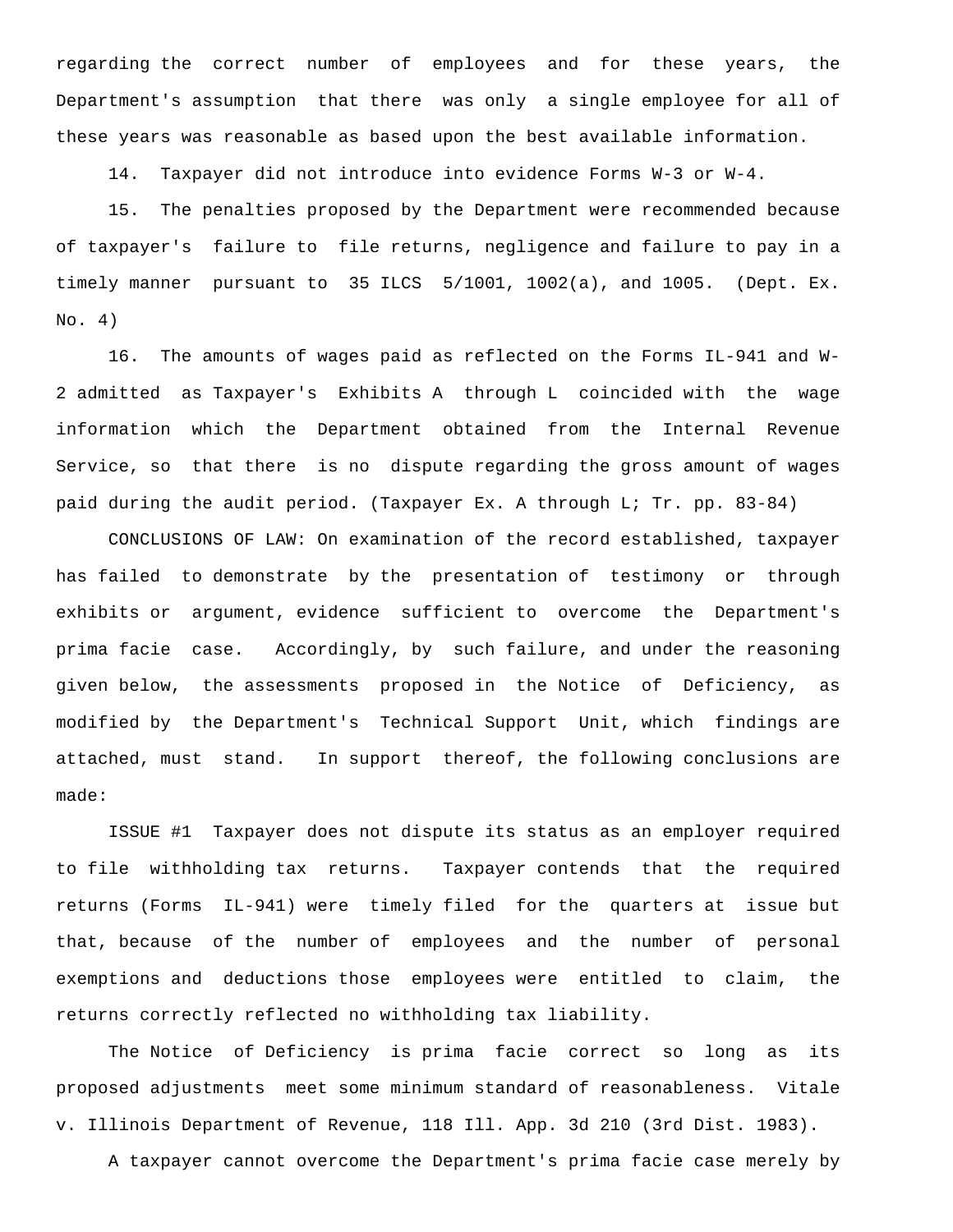regarding the correct number of employees and for these years, the Department's assumption that there was only a single employee for all of these years was reasonable as based upon the best available information.

14. Taxpayer did not introduce into evidence Forms W-3 or W-4.

15. The penalties proposed by the Department were recommended because of taxpayer's failure to file returns, negligence and failure to pay in a timely manner pursuant to 35 ILCS 5/1001, 1002(a), and 1005. (Dept. Ex. No. 4)

16. The amounts of wages paid as reflected on the Forms IL-941 and W-2 admitted as Taxpayer's Exhibits A through L coincided with the wage information which the Department obtained from the Internal Revenue Service, so that there is no dispute regarding the gross amount of wages paid during the audit period. (Taxpayer Ex. A through L; Tr. pp. 83-84)

CONCLUSIONS OF LAW: On examination of the record established, taxpayer has failed to demonstrate by the presentation of testimony or through exhibits or argument, evidence sufficient to overcome the Department's prima facie case. Accordingly, by such failure, and under the reasoning given below, the assessments proposed in the Notice of Deficiency, as modified by the Department's Technical Support Unit, which findings are attached, must stand. In support thereof, the following conclusions are made:

ISSUE #1 Taxpayer does not dispute its status as an employer required to file withholding tax returns. Taxpayer contends that the required returns (Forms IL-941) were timely filed for the quarters at issue but that, because of the number of employees and the number of personal exemptions and deductions those employees were entitled to claim, the returns correctly reflected no withholding tax liability.

The Notice of Deficiency is prima facie correct so long as its proposed adjustments meet some minimum standard of reasonableness. Vitale v. Illinois Department of Revenue, 118 Ill. App. 3d 210 (3rd Dist. 1983).

A taxpayer cannot overcome the Department's prima facie case merely by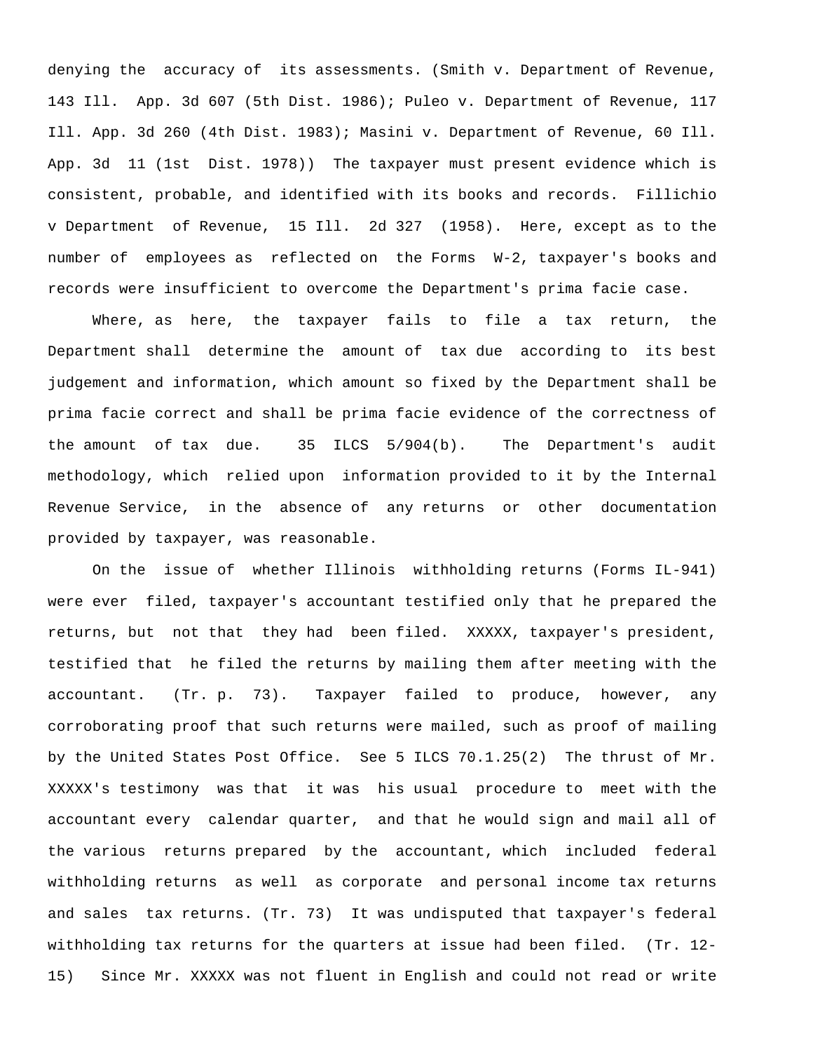denying the accuracy of its assessments. (Smith v. Department of Revenue, 143 Ill. App. 3d 607 (5th Dist. 1986); Puleo v. Department of Revenue, 117 Ill. App. 3d 260 (4th Dist. 1983); Masini v. Department of Revenue, 60 Ill. App. 3d 11 (1st Dist. 1978)) The taxpayer must present evidence which is consistent, probable, and identified with its books and records. Fillichio v Department of Revenue, 15 Ill. 2d 327 (1958). Here, except as to the number of employees as reflected on the Forms W-2, taxpayer's books and records were insufficient to overcome the Department's prima facie case.

Where, as here, the taxpayer fails to file a tax return, the Department shall determine the amount of tax due according to its best judgement and information, which amount so fixed by the Department shall be prima facie correct and shall be prima facie evidence of the correctness of the amount of tax due. 35 ILCS 5/904(b). The Department's audit methodology, which relied upon information provided to it by the Internal Revenue Service, in the absence of any returns or other documentation provided by taxpayer, was reasonable.

On the issue of whether Illinois withholding returns (Forms IL-941) were ever filed, taxpayer's accountant testified only that he prepared the returns, but not that they had been filed. XXXXX, taxpayer's president, testified that he filed the returns by mailing them after meeting with the accountant. (Tr. p. 73). Taxpayer failed to produce, however, any corroborating proof that such returns were mailed, such as proof of mailing by the United States Post Office. See 5 ILCS 70.1.25(2) The thrust of Mr. XXXXX's testimony was that it was his usual procedure to meet with the accountant every calendar quarter, and that he would sign and mail all of the various returns prepared by the accountant, which included federal withholding returns as well as corporate and personal income tax returns and sales tax returns. (Tr. 73) It was undisputed that taxpayer's federal withholding tax returns for the quarters at issue had been filed. (Tr. 12-15) Since Mr. XXXXX was not fluent in English and could not read or write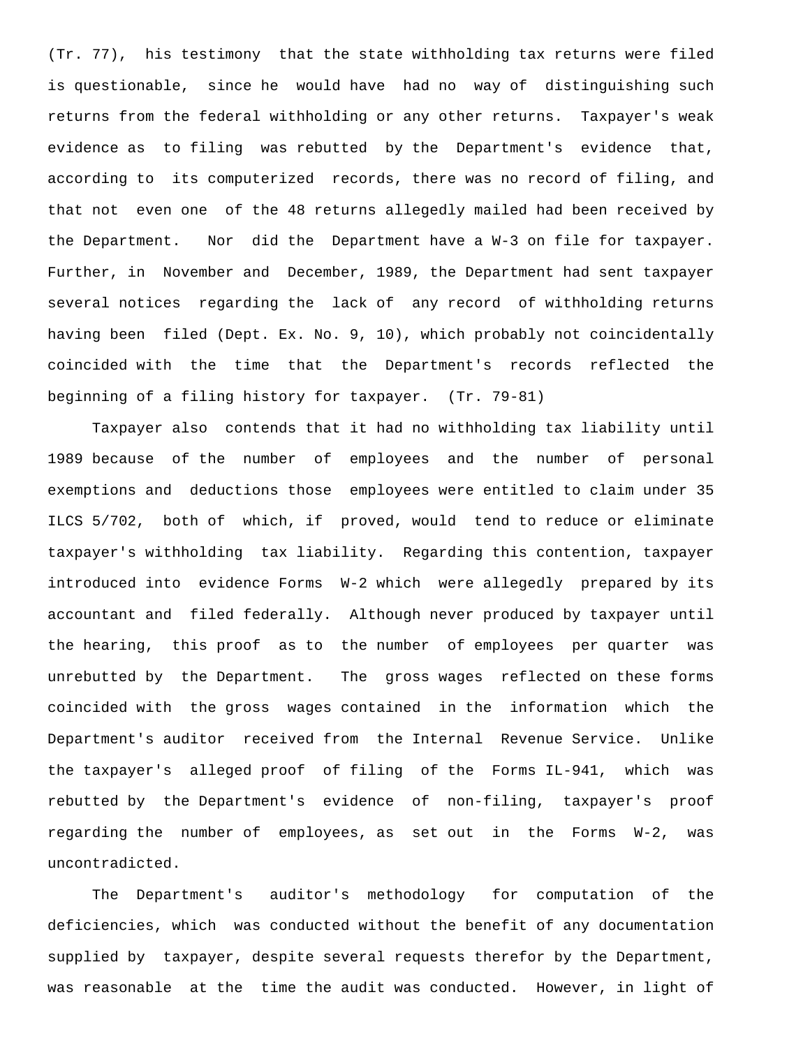(Tr. 77), his testimony that the state withholding tax returns were filed is questionable, since he would have had no way of distinguishing such returns from the federal withholding or any other returns. Taxpayer's weak evidence as to filing was rebutted by the Department's evidence that, according to its computerized records, there was no record of filing, and that not even one of the 48 returns allegedly mailed had been received by the Department. Nor did the Department have a W-3 on file for taxpayer. Further, in November and December, 1989, the Department had sent taxpayer several notices regarding the lack of any record of withholding returns having been filed (Dept. Ex. No. 9, 10), which probably not coincidentally coincided with the time that the Department's records reflected the beginning of a filing history for taxpayer. (Tr. 79-81)

Taxpayer also contends that it had no withholding tax liability until 1989 because of the number of employees and the number of personal exemptions and deductions those employees were entitled to claim under 35 ILCS 5/702, both of which, if proved, would tend to reduce or eliminate taxpayer's withholding tax liability. Regarding this contention, taxpayer introduced into evidence Forms W-2 which were allegedly prepared by its accountant and filed federally. Although never produced by taxpayer until the hearing, this proof as to the number of employees per quarter was unrebutted by the Department. The gross wages reflected on these forms coincided with the gross wages contained in the information which the Department's auditor received from the Internal Revenue Service. Unlike the taxpayer's alleged proof of filing of the Forms IL-941, which was rebutted by the Department's evidence of non-filing, taxpayer's proof regarding the number of employees, as set out in the Forms W-2, was uncontradicted.

The Department's auditor's methodology for computation of the deficiencies, which was conducted without the benefit of any documentation supplied by taxpayer, despite several requests therefor by the Department, was reasonable at the time the audit was conducted. However, in light of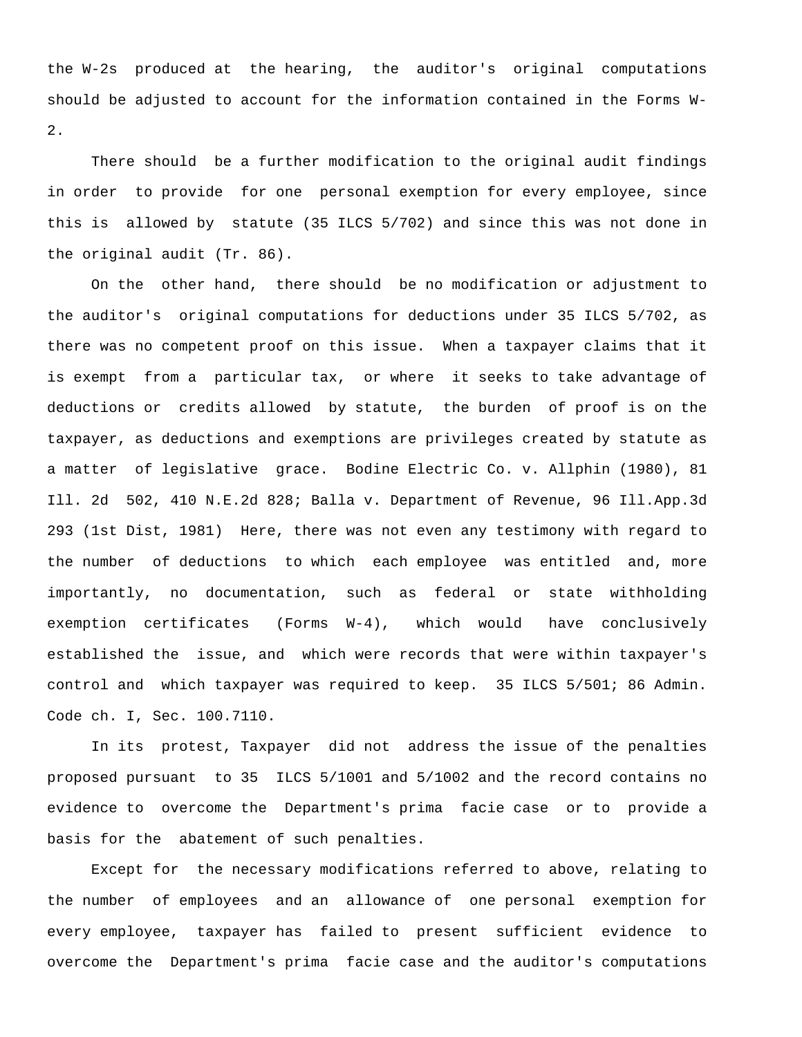the W-2s produced at the hearing, the auditor's original computations should be adjusted to account for the information contained in the Forms W-2.

There should be a further modification to the original audit findings in order to provide for one personal exemption for every employee, since this is allowed by statute (35 ILCS 5/702) and since this was not done in the original audit (Tr. 86).

On the other hand, there should be no modification or adjustment to the auditor's original computations for deductions under 35 ILCS 5/702, as there was no competent proof on this issue. When a taxpayer claims that it is exempt from a particular tax, or where it seeks to take advantage of deductions or credits allowed by statute, the burden of proof is on the taxpayer, as deductions and exemptions are privileges created by statute as a matter of legislative grace. Bodine Electric Co. v. Allphin (1980), 81 Ill. 2d 502, 410 N.E.2d 828; Balla v. Department of Revenue, 96 Ill.App.3d 293 (1st Dist, 1981) Here, there was not even any testimony with regard to the number of deductions to which each employee was entitled and, more importantly, no documentation, such as federal or state withholding exemption certificates (Forms W-4), which would have conclusively established the issue, and which were records that were within taxpayer's control and which taxpayer was required to keep. 35 ILCS 5/501; 86 Admin. Code ch. I, Sec. 100.7110.

In its protest, Taxpayer did not address the issue of the penalties proposed pursuant to 35 ILCS 5/1001 and 5/1002 and the record contains no evidence to overcome the Department's prima facie case or to provide a basis for the abatement of such penalties.

Except for the necessary modifications referred to above, relating to the number of employees and an allowance of one personal exemption for every employee, taxpayer has failed to present sufficient evidence to overcome the Department's prima facie case and the auditor's computations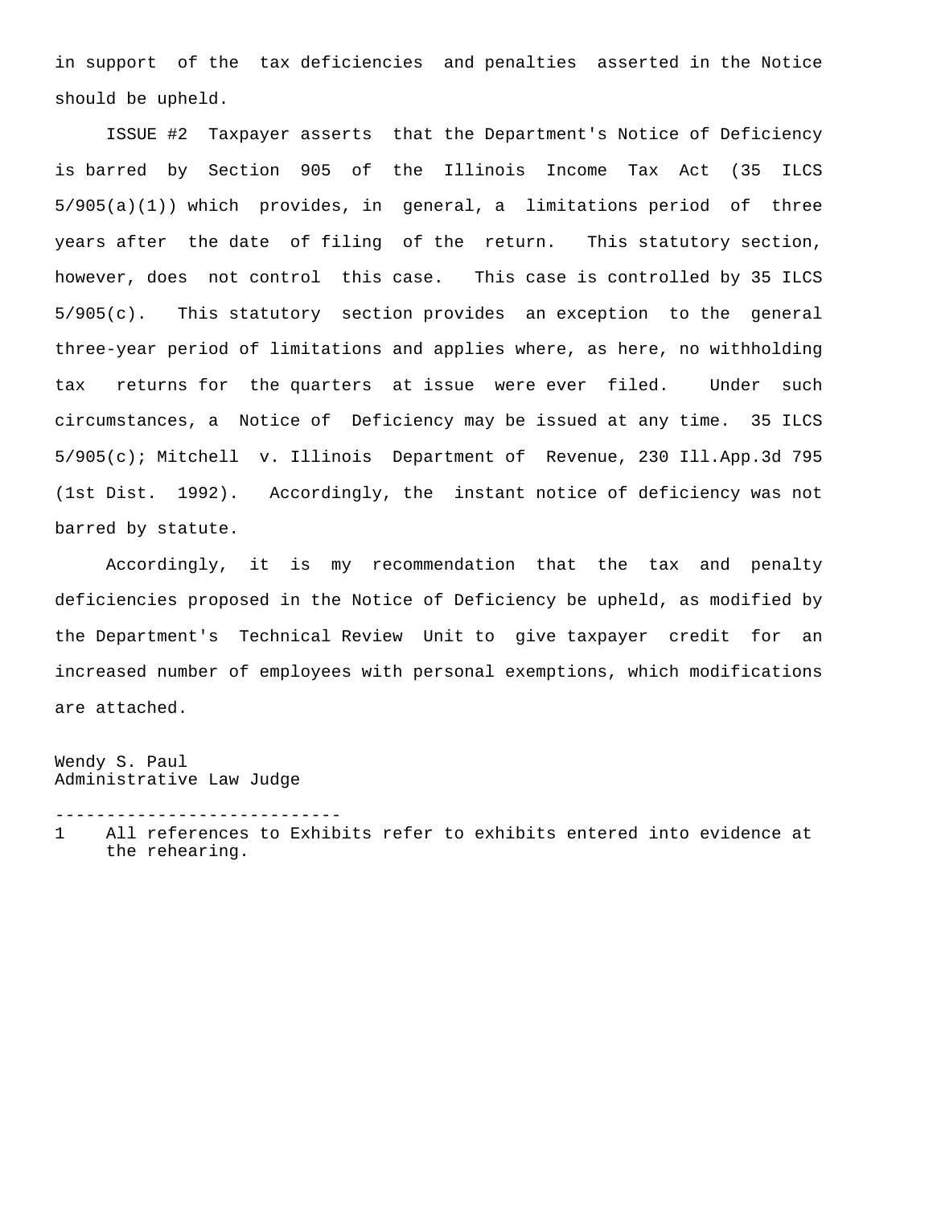in support of the tax deficiencies and penalties asserted in the Notice should be upheld.

ISSUE #2 Taxpayer asserts that the Department's Notice of Deficiency is barred by Section 905 of the Illinois Income Tax Act (35 ILCS 5/905(a)(1)) which provides, in general, a limitations period of three years after the date of filing of the return. This statutory section, however, does not control this case. This case is controlled by 35 ILCS 5/905(c). This statutory section provides an exception to the general three-year period of limitations and applies where, as here, no withholding tax returns for the quarters at issue were ever filed. Under such circumstances, a Notice of Deficiency may be issued at any time. 35 ILCS 5/905(c); Mitchell v. Illinois Department of Revenue, 230 Ill.App.3d 795 (1st Dist. 1992). Accordingly, the instant notice of deficiency was not barred by statute.

Accordingly, it is my recommendation that the tax and penalty deficiencies proposed in the Notice of Deficiency be upheld, as modified by the Department's Technical Review Unit to give taxpayer credit for an increased number of employees with personal exemptions, which modifications are attached.

Wendy S. Paul
Administrative Law Judge

----------------------------

1 All references to Exhibits refer to exhibits entered into evidence at the rehearing.